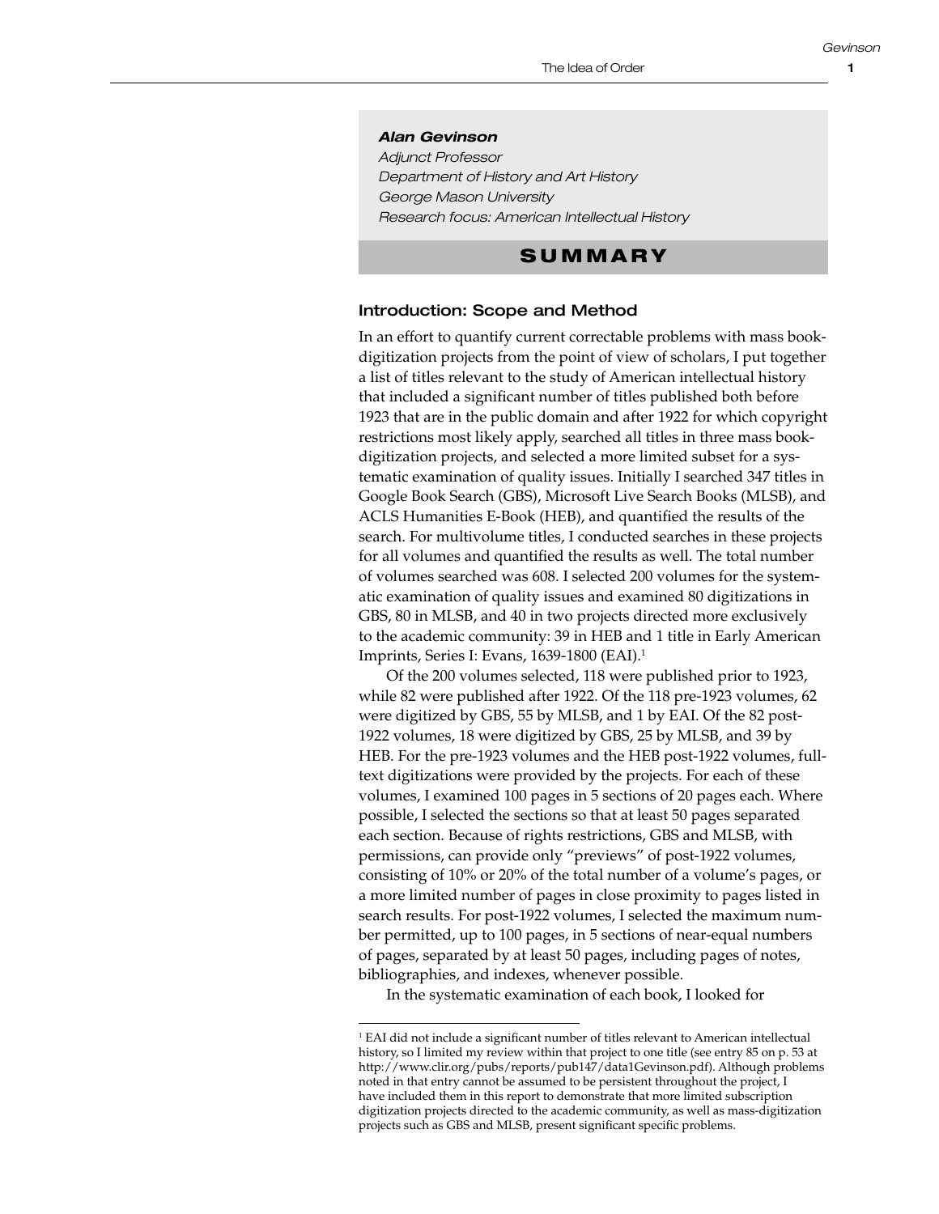**_Alan Gevinson_**

*Adjunct Professor*
*Department of History and Art History*
*George Mason University*
*Research focus: American Intellectual History*

# SUMMARY

### Introduction: Scope and Method

In an effort to quantify current correctable problems with mass book-digitization projects from the point of view of scholars, I put together a list of titles relevant to the study of American intellectual history that included a significant number of titles published both before 1923 that are in the public domain and after 1922 for which copyright restrictions most likely apply, searched all titles in three mass book-digitization projects, and selected a more limited subset for a systematic examination of quality issues. Initially I searched 347 titles in Google Book Search (GBS), Microsoft Live Search Books (MLSB), and ACLS Humanities E-Book (HEB), and quantified the results of the search. For multivolume titles, I conducted searches in these projects for all volumes and quantified the results as well. The total number of volumes searched was 608. I selected 200 volumes for the systematic examination of quality issues and examined 80 digitizations in GBS, 80 in MLSB, and 40 in two projects directed more exclusively to the academic community: 39 in HEB and 1 title in Early American Imprints, Series I: Evans, 1639-1800 (EAI).[1]

Of the 200 volumes selected, 118 were published prior to 1923, while 82 were published after 1922. Of the 118 pre-1923 volumes, 62 were digitized by GBS, 55 by MLSB, and 1 by EAI. Of the 82 post-1922 volumes, 18 were digitized by GBS, 25 by MLSB, and 39 by HEB. For the pre-1923 volumes and the HEB post-1922 volumes, full-text digitizations were provided by the projects. For each of these volumes, I examined 100 pages in 5 sections of 20 pages each. Where possible, I selected the sections so that at least 50 pages separated each section. Because of rights restrictions, GBS and MLSB, with permissions, can provide only "previews" of post-1922 volumes, consisting of 10% or 20% of the total number of a volume's pages, or a more limited number of pages in close proximity to pages listed in search results. For post-1922 volumes, I selected the maximum number permitted, up to 100 pages, in 5 sections of near-equal numbers of pages, separated by at least 50 pages, including pages of notes, bibliographies, and indexes, whenever possible.

In the systematic examination of each book, I looked for

---

[1] EAI did not include a significant number of titles relevant to American intellectual history, so I limited my review within that project to one title (see entry 85 on p. 53 at http://www.clir.org/pubs/reports/pub147/data1Gevinson.pdf). Although problems noted in that entry cannot be assumed to be persistent throughout the project, I have included them in this report to demonstrate that more limited subscription digitization projects directed to the academic community, as well as mass-digitization projects such as GBS and MLSB, present significant specific problems.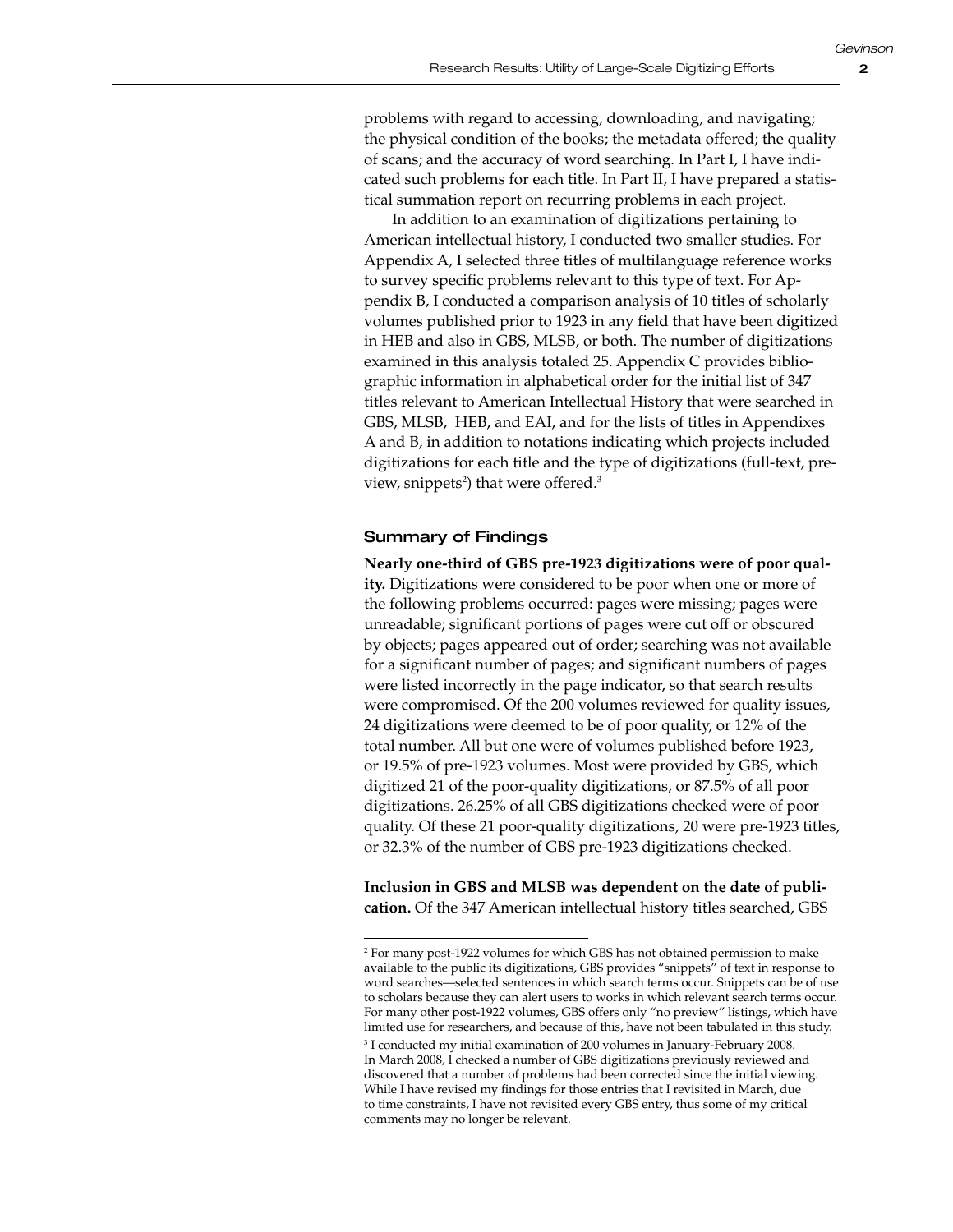problems with regard to accessing, downloading, and navigating; the physical condition of the books; the metadata offered; the quality of scans; and the accuracy of word searching. In Part I, I have indicated such problems for each title. In Part II, I have prepared a statistical summation report on recurring problems in each project.

In addition to an examination of digitizations pertaining to American intellectual history, I conducted two smaller studies. For Appendix A, I selected three titles of multilanguage reference works to survey specific problems relevant to this type of text. For Appendix B, I conducted a comparison analysis of 10 titles of scholarly volumes published prior to 1923 in any field that have been digitized in HEB and also in GBS, MLSB, or both. The number of digitizations examined in this analysis totaled 25. Appendix C provides bibliographic information in alphabetical order for the initial list of 347 titles relevant to American Intellectual History that were searched in GBS, MLSB, HEB, and EAI, and for the lists of titles in Appendixes A and B, in addition to notations indicating which projects included digitizations for each title and the type of digitizations (full-text, preview, snippets[2]) that were offered.[3]

### Summary of Findings

**Nearly one-third of GBS pre-1923 digitizations were of poor quality.** Digitizations were considered to be poor when one or more of the following problems occurred: pages were missing; pages were unreadable; significant portions of pages were cut off or obscured by objects; pages appeared out of order; searching was not available for a significant number of pages; and significant numbers of pages were listed incorrectly in the page indicator, so that search results were compromised. Of the 200 volumes reviewed for quality issues, 24 digitizations were deemed to be of poor quality, or 12% of the total number. All but one were of volumes published before 1923, or 19.5% of pre-1923 volumes. Most were provided by GBS, which digitized 21 of the poor-quality digitizations, or 87.5% of all poor digitizations. 26.25% of all GBS digitizations checked were of poor quality. Of these 21 poor-quality digitizations, 20 were pre-1923 titles, or 32.3% of the number of GBS pre-1923 digitizations checked.

**Inclusion in GBS and MLSB was dependent on the date of publication.** Of the 347 American intellectual history titles searched, GBS

---

[2] For many post-1922 volumes for which GBS has not obtained permission to make available to the public its digitizations, GBS provides "snippets" of text in response to word searches—selected sentences in which search terms occur. Snippets can be of use to scholars because they can alert users to works in which relevant search terms occur. For many other post-1922 volumes, GBS offers only "no preview" listings, which have limited use for researchers, and because of this, have not been tabulated in this study.

[3] I conducted my initial examination of 200 volumes in January-February 2008. In March 2008, I checked a number of GBS digitizations previously reviewed and discovered that a number of problems had been corrected since the initial viewing. While I have revised my findings for those entries that I revisited in March, due to time constraints, I have not revisited every GBS entry, thus some of my critical comments may no longer be relevant.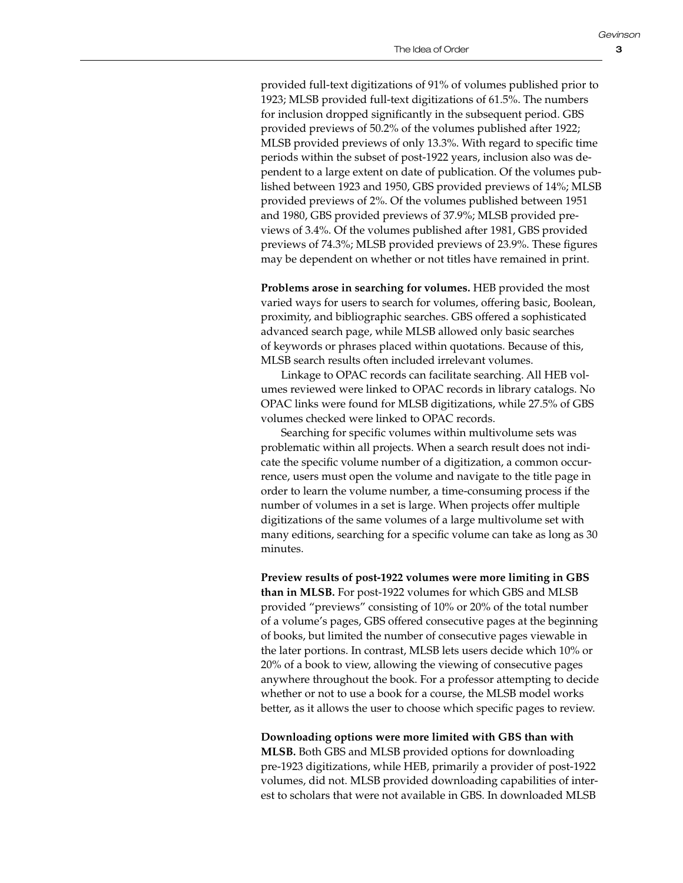provided full-text digitizations of 91% of volumes published prior to 1923; MLSB provided full-text digitizations of 61.5%. The numbers for inclusion dropped significantly in the subsequent period. GBS provided previews of 50.2% of the volumes published after 1922; MLSB provided previews of only 13.3%. With regard to specific time periods within the subset of post-1922 years, inclusion also was dependent to a large extent on date of publication. Of the volumes published between 1923 and 1950, GBS provided previews of 14%; MLSB provided previews of 2%. Of the volumes published between 1951 and 1980, GBS provided previews of 37.9%; MLSB provided previews of 3.4%. Of the volumes published after 1981, GBS provided previews of 74.3%; MLSB provided previews of 23.9%. These figures may be dependent on whether or not titles have remained in print.

**Problems arose in searching for volumes.** HEB provided the most varied ways for users to search for volumes, offering basic, Boolean, proximity, and bibliographic searches. GBS offered a sophisticated advanced search page, while MLSB allowed only basic searches of keywords or phrases placed within quotations. Because of this, MLSB search results often included irrelevant volumes.

Linkage to OPAC records can facilitate searching. All HEB volumes reviewed were linked to OPAC records in library catalogs. No OPAC links were found for MLSB digitizations, while 27.5% of GBS volumes checked were linked to OPAC records.

Searching for specific volumes within multivolume sets was problematic within all projects. When a search result does not indicate the specific volume number of a digitization, a common occurrence, users must open the volume and navigate to the title page in order to learn the volume number, a time-consuming process if the number of volumes in a set is large. When projects offer multiple digitizations of the same volumes of a large multivolume set with many editions, searching for a specific volume can take as long as 30 minutes.

**Preview results of post-1922 volumes were more limiting in GBS than in MLSB.** For post-1922 volumes for which GBS and MLSB provided "previews" consisting of 10% or 20% of the total number of a volume's pages, GBS offered consecutive pages at the beginning of books, but limited the number of consecutive pages viewable in the later portions. In contrast, MLSB lets users decide which 10% or 20% of a book to view, allowing the viewing of consecutive pages anywhere throughout the book. For a professor attempting to decide whether or not to use a book for a course, the MLSB model works better, as it allows the user to choose which specific pages to review.

**Downloading options were more limited with GBS than with MLSB.** Both GBS and MLSB provided options for downloading pre-1923 digitizations, while HEB, primarily a provider of post-1922 volumes, did not. MLSB provided downloading capabilities of interest to scholars that were not available in GBS. In downloaded MLSB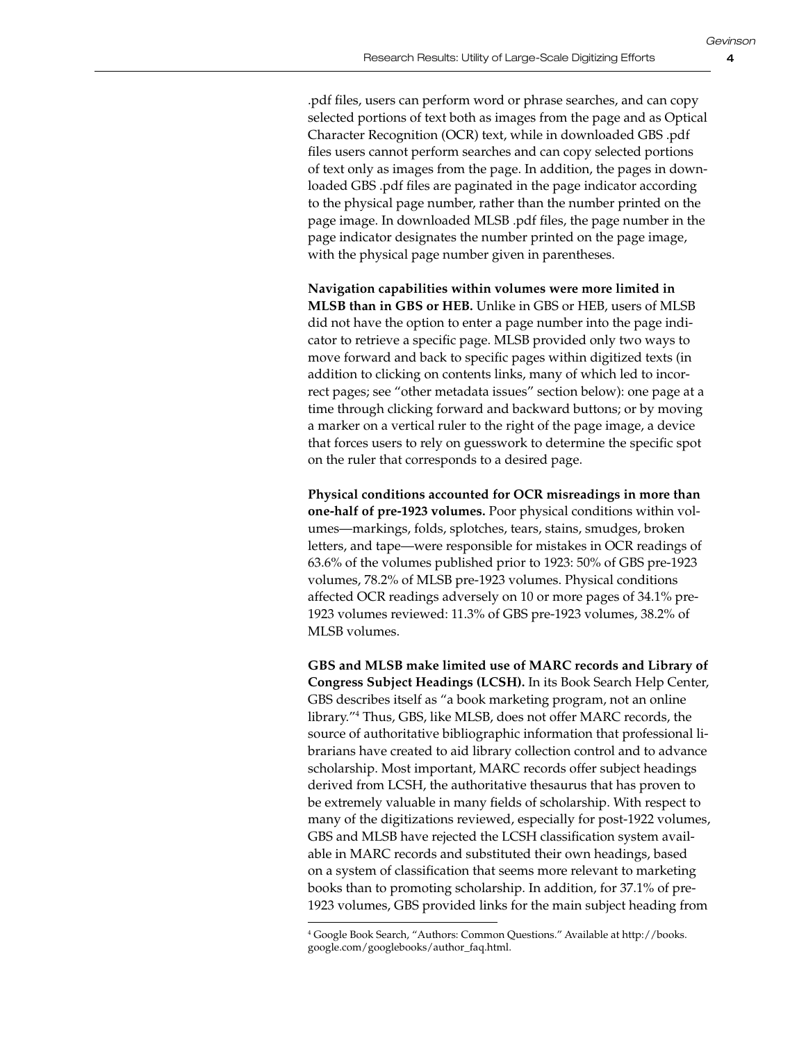.pdf files, users can perform word or phrase searches, and can copy selected portions of text both as images from the page and as Optical Character Recognition (OCR) text, while in downloaded GBS .pdf files users cannot perform searches and can copy selected portions of text only as images from the page. In addition, the pages in downloaded GBS .pdf files are paginated in the page indicator according to the physical page number, rather than the number printed on the page image. In downloaded MLSB .pdf files, the page number in the page indicator designates the number printed on the page image, with the physical page number given in parentheses.

**Navigation capabilities within volumes were more limited in MLSB than in GBS or HEB.** Unlike in GBS or HEB, users of MLSB did not have the option to enter a page number into the page indicator to retrieve a specific page. MLSB provided only two ways to move forward and back to specific pages within digitized texts (in addition to clicking on contents links, many of which led to incorrect pages; see "other metadata issues" section below): one page at a time through clicking forward and backward buttons; or by moving a marker on a vertical ruler to the right of the page image, a device that forces users to rely on guesswork to determine the specific spot on the ruler that corresponds to a desired page.

**Physical conditions accounted for OCR misreadings in more than one-half of pre-1923 volumes.** Poor physical conditions within volumes—markings, folds, splotches, tears, stains, smudges, broken letters, and tape—were responsible for mistakes in OCR readings of 63.6% of the volumes published prior to 1923: 50% of GBS pre-1923 volumes, 78.2% of MLSB pre-1923 volumes. Physical conditions affected OCR readings adversely on 10 or more pages of 34.1% pre-1923 volumes reviewed: 11.3% of GBS pre-1923 volumes, 38.2% of MLSB volumes.

**GBS and MLSB make limited use of MARC records and Library of Congress Subject Headings (LCSH).** In its Book Search Help Center, GBS describes itself as "a book marketing program, not an online library."[4] Thus, GBS, like MLSB, does not offer MARC records, the source of authoritative bibliographic information that professional librarians have created to aid library collection control and to advance scholarship. Most important, MARC records offer subject headings derived from LCSH, the authoritative thesaurus that has proven to be extremely valuable in many fields of scholarship. With respect to many of the digitizations reviewed, especially for post-1922 volumes, GBS and MLSB have rejected the LCSH classification system available in MARC records and substituted their own headings, based on a system of classification that seems more relevant to marketing books than to promoting scholarship. In addition, for 37.1% of pre-1923 volumes, GBS provided links for the main subject heading from

[4] Google Book Search, "Authors: Common Questions." Available at http://books.google.com/googlebooks/author_faq.html.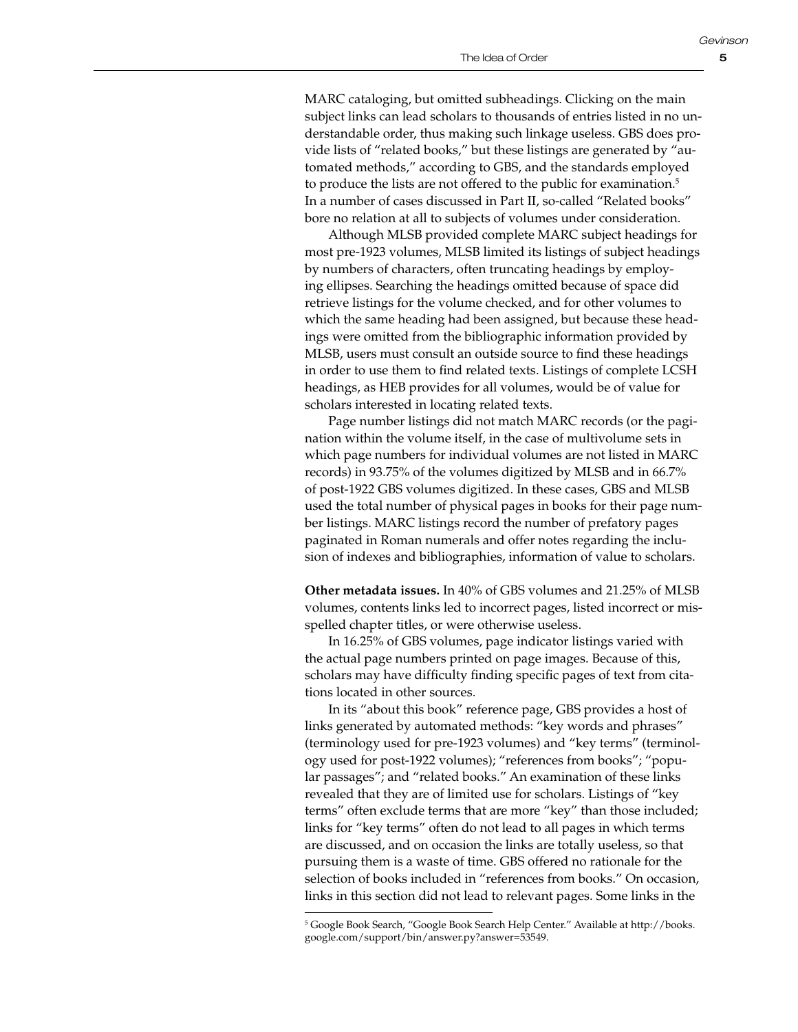MARC cataloging, but omitted subheadings. Clicking on the main subject links can lead scholars to thousands of entries listed in no understandable order, thus making such linkage useless. GBS does provide lists of "related books," but these listings are generated by "automated methods," according to GBS, and the standards employed to produce the lists are not offered to the public for examination.[5] In a number of cases discussed in Part II, so-called "Related books" bore no relation at all to subjects of volumes under consideration.

Although MLSB provided complete MARC subject headings for most pre-1923 volumes, MLSB limited its listings of subject headings by numbers of characters, often truncating headings by employing ellipses. Searching the headings omitted because of space did retrieve listings for the volume checked, and for other volumes to which the same heading had been assigned, but because these headings were omitted from the bibliographic information provided by MLSB, users must consult an outside source to find these headings in order to use them to find related texts. Listings of complete LCSH headings, as HEB provides for all volumes, would be of value for scholars interested in locating related texts.

Page number listings did not match MARC records (or the pagination within the volume itself, in the case of multivolume sets in which page numbers for individual volumes are not listed in MARC records) in 93.75% of the volumes digitized by MLSB and in 66.7% of post-1922 GBS volumes digitized. In these cases, GBS and MLSB used the total number of physical pages in books for their page number listings. MARC listings record the number of prefatory pages paginated in Roman numerals and offer notes regarding the inclusion of indexes and bibliographies, information of value to scholars.

**Other metadata issues.** In 40% of GBS volumes and 21.25% of MLSB volumes, contents links led to incorrect pages, listed incorrect or misspelled chapter titles, or were otherwise useless.

In 16.25% of GBS volumes, page indicator listings varied with the actual page numbers printed on page images. Because of this, scholars may have difficulty finding specific pages of text from citations located in other sources.

In its "about this book" reference page, GBS provides a host of links generated by automated methods: "key words and phrases" (terminology used for pre-1923 volumes) and "key terms" (terminology used for post-1922 volumes); "references from books"; "popular passages"; and "related books." An examination of these links revealed that they are of limited use for scholars. Listings of "key terms" often exclude terms that are more "key" than those included; links for "key terms" often do not lead to all pages in which terms are discussed, and on occasion the links are totally useless, so that pursuing them is a waste of time. GBS offered no rationale for the selection of books included in "references from books." On occasion, links in this section did not lead to relevant pages. Some links in the

---

[5] Google Book Search, "Google Book Search Help Center." Available at http://books.google.com/support/bin/answer.py?answer=53549.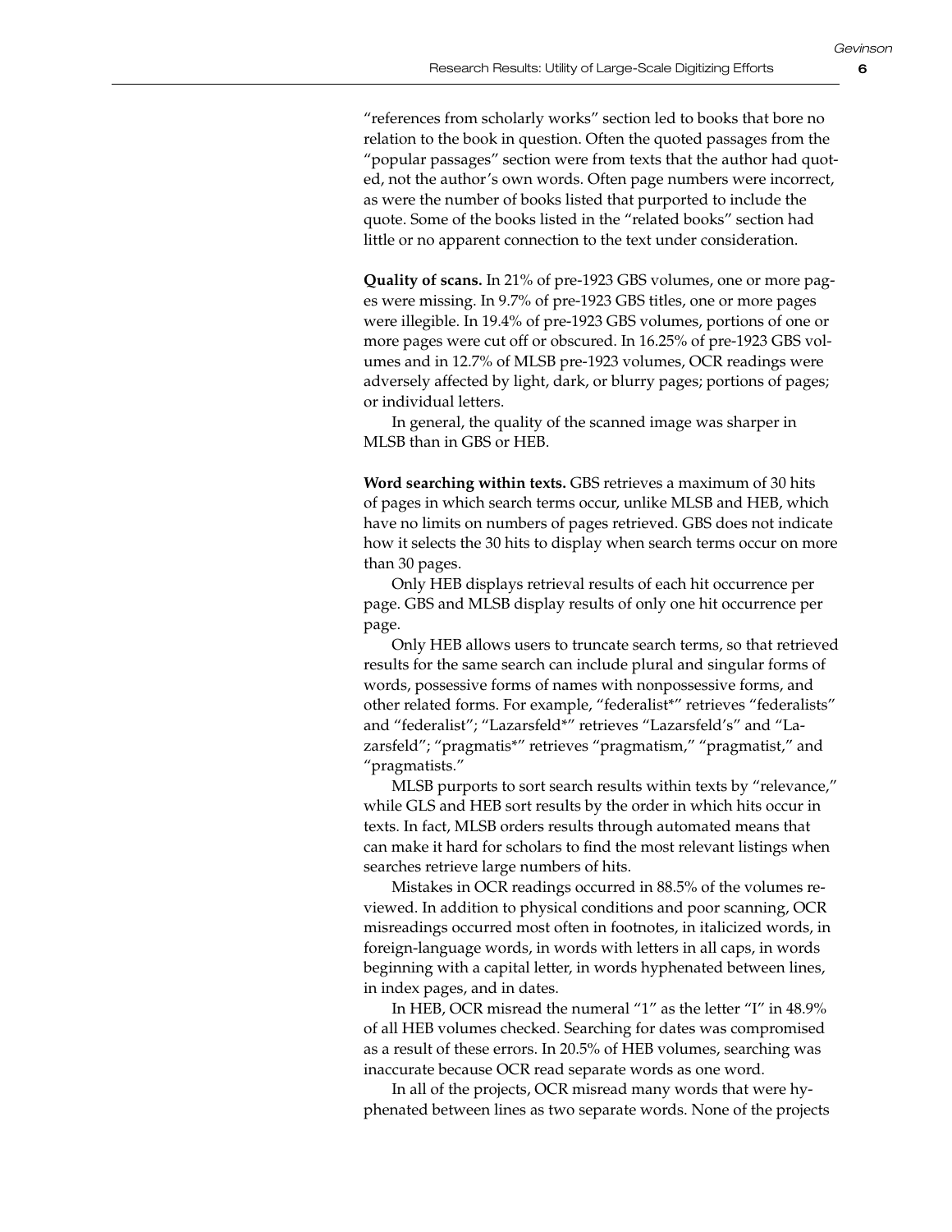"references from scholarly works" section led to books that bore no relation to the book in question. Often the quoted passages from the "popular passages" section were from texts that the author had quoted, not the author's own words. Often page numbers were incorrect, as were the number of books listed that purported to include the quote. Some of the books listed in the "related books" section had little or no apparent connection to the text under consideration.

**Quality of scans.** In 21% of pre-1923 GBS volumes, one or more pages were missing. In 9.7% of pre-1923 GBS titles, one or more pages were illegible. In 19.4% of pre-1923 GBS volumes, portions of one or more pages were cut off or obscured. In 16.25% of pre-1923 GBS volumes and in 12.7% of MLSB pre-1923 volumes, OCR readings were adversely affected by light, dark, or blurry pages; portions of pages; or individual letters.

In general, the quality of the scanned image was sharper in MLSB than in GBS or HEB.

**Word searching within texts.** GBS retrieves a maximum of 30 hits of pages in which search terms occur, unlike MLSB and HEB, which have no limits on numbers of pages retrieved. GBS does not indicate how it selects the 30 hits to display when search terms occur on more than 30 pages.

Only HEB displays retrieval results of each hit occurrence per page. GBS and MLSB display results of only one hit occurrence per page.

Only HEB allows users to truncate search terms, so that retrieved results for the same search can include plural and singular forms of words, possessive forms of names with nonpossessive forms, and other related forms. For example, "federalist*" retrieves "federalists" and "federalist"; "Lazarsfeld*" retrieves "Lazarsfeld's" and "Lazarsfeld"; "pragmatis*" retrieves "pragmatism," "pragmatist," and "pragmatists."

MLSB purports to sort search results within texts by "relevance," while GLS and HEB sort results by the order in which hits occur in texts. In fact, MLSB orders results through automated means that can make it hard for scholars to find the most relevant listings when searches retrieve large numbers of hits.

Mistakes in OCR readings occurred in 88.5% of the volumes reviewed. In addition to physical conditions and poor scanning, OCR misreadings occurred most often in footnotes, in italicized words, in foreign-language words, in words with letters in all caps, in words beginning with a capital letter, in words hyphenated between lines, in index pages, and in dates.

In HEB, OCR misread the numeral "1" as the letter "I" in 48.9% of all HEB volumes checked. Searching for dates was compromised as a result of these errors. In 20.5% of HEB volumes, searching was inaccurate because OCR read separate words as one word.

In all of the projects, OCR misread many words that were hyphenated between lines as two separate words. None of the projects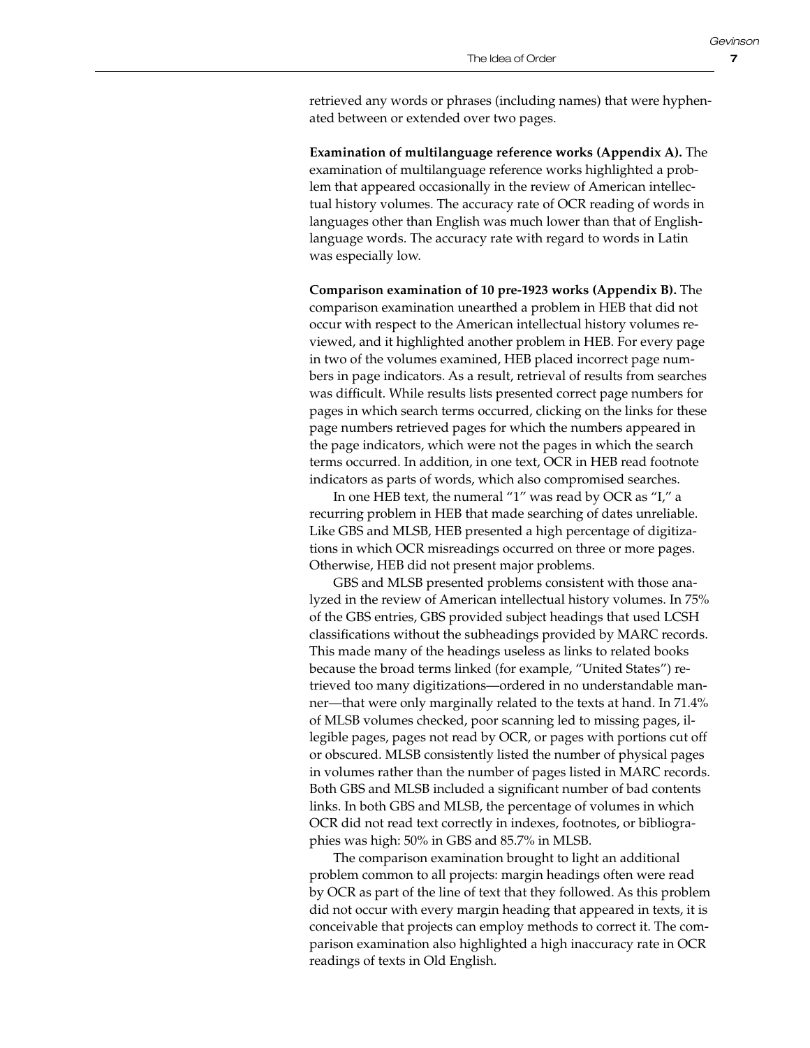retrieved any words or phrases (including names) that were hyphenated between or extended over two pages.

**Examination of multilanguage reference works (Appendix A).** The examination of multilanguage reference works highlighted a problem that appeared occasionally in the review of American intellectual history volumes. The accuracy rate of OCR reading of words in languages other than English was much lower than that of English-language words. The accuracy rate with regard to words in Latin was especially low.

**Comparison examination of 10 pre-1923 works (Appendix B).** The comparison examination unearthed a problem in HEB that did not occur with respect to the American intellectual history volumes reviewed, and it highlighted another problem in HEB. For every page in two of the volumes examined, HEB placed incorrect page numbers in page indicators. As a result, retrieval of results from searches was difficult. While results lists presented correct page numbers for pages in which search terms occurred, clicking on the links for these page numbers retrieved pages for which the numbers appeared in the page indicators, which were not the pages in which the search terms occurred. In addition, in one text, OCR in HEB read footnote indicators as parts of words, which also compromised searches.

In one HEB text, the numeral "1" was read by OCR as "I," a recurring problem in HEB that made searching of dates unreliable. Like GBS and MLSB, HEB presented a high percentage of digitizations in which OCR misreadings occurred on three or more pages. Otherwise, HEB did not present major problems.

GBS and MLSB presented problems consistent with those analyzed in the review of American intellectual history volumes. In 75% of the GBS entries, GBS provided subject headings that used LCSH classifications without the subheadings provided by MARC records. This made many of the headings useless as links to related books because the broad terms linked (for example, "United States") retrieved too many digitizations—ordered in no understandable manner—that were only marginally related to the texts at hand. In 71.4% of MLSB volumes checked, poor scanning led to missing pages, illegible pages, pages not read by OCR, or pages with portions cut off or obscured. MLSB consistently listed the number of physical pages in volumes rather than the number of pages listed in MARC records. Both GBS and MLSB included a significant number of bad contents links. In both GBS and MLSB, the percentage of volumes in which OCR did not read text correctly in indexes, footnotes, or bibliographies was high: 50% in GBS and 85.7% in MLSB.

The comparison examination brought to light an additional problem common to all projects: margin headings often were read by OCR as part of the line of text that they followed. As this problem did not occur with every margin heading that appeared in texts, it is conceivable that projects can employ methods to correct it. The comparison examination also highlighted a high inaccuracy rate in OCR readings of texts in Old English.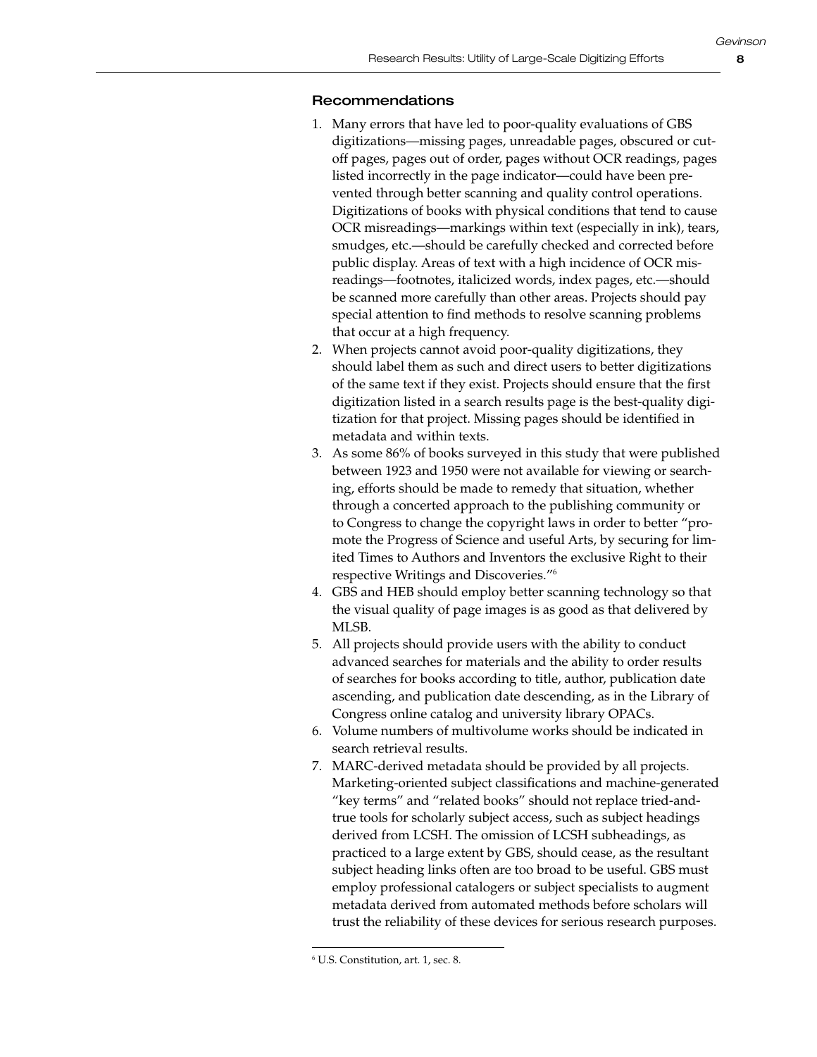### Recommendations

1. Many errors that have led to poor-quality evaluations of GBS digitizations—missing pages, unreadable pages, obscured or cut-off pages, pages out of order, pages without OCR readings, pages listed incorrectly in the page indicator—could have been prevented through better scanning and quality control operations. Digitizations of books with physical conditions that tend to cause OCR misreadings—markings within text (especially in ink), tears, smudges, etc.—should be carefully checked and corrected before public display. Areas of text with a high incidence of OCR misreadings—footnotes, italicized words, index pages, etc.—should be scanned more carefully than other areas. Projects should pay special attention to find methods to resolve scanning problems that occur at a high frequency.
2. When projects cannot avoid poor-quality digitizations, they should label them as such and direct users to better digitizations of the same text if they exist. Projects should ensure that the first digitization listed in a search results page is the best-quality digitization for that project. Missing pages should be identified in metadata and within texts.
3. As some 86% of books surveyed in this study that were published between 1923 and 1950 were not available for viewing or searching, efforts should be made to remedy that situation, whether through a concerted approach to the publishing community or to Congress to change the copyright laws in order to better "promote the Progress of Science and useful Arts, by securing for limited Times to Authors and Inventors the exclusive Right to their respective Writings and Discoveries."[6]
4. GBS and HEB should employ better scanning technology so that the visual quality of page images is as good as that delivered by MLSB.
5. All projects should provide users with the ability to conduct advanced searches for materials and the ability to order results of searches for books according to title, author, publication date ascending, and publication date descending, as in the Library of Congress online catalog and university library OPACs.
6. Volume numbers of multivolume works should be indicated in search retrieval results.
7. MARC-derived metadata should be provided by all projects. Marketing-oriented subject classifications and machine-generated "key terms" and "related books" should not replace tried-and-true tools for scholarly subject access, such as subject headings derived from LCSH. The omission of LCSH subheadings, as practiced to a large extent by GBS, should cease, as the resultant subject heading links often are too broad to be useful. GBS must employ professional catalogers or subject specialists to augment metadata derived from automated methods before scholars will trust the reliability of these devices for serious research purposes.

---

[6] U.S. Constitution, art. 1, sec. 8.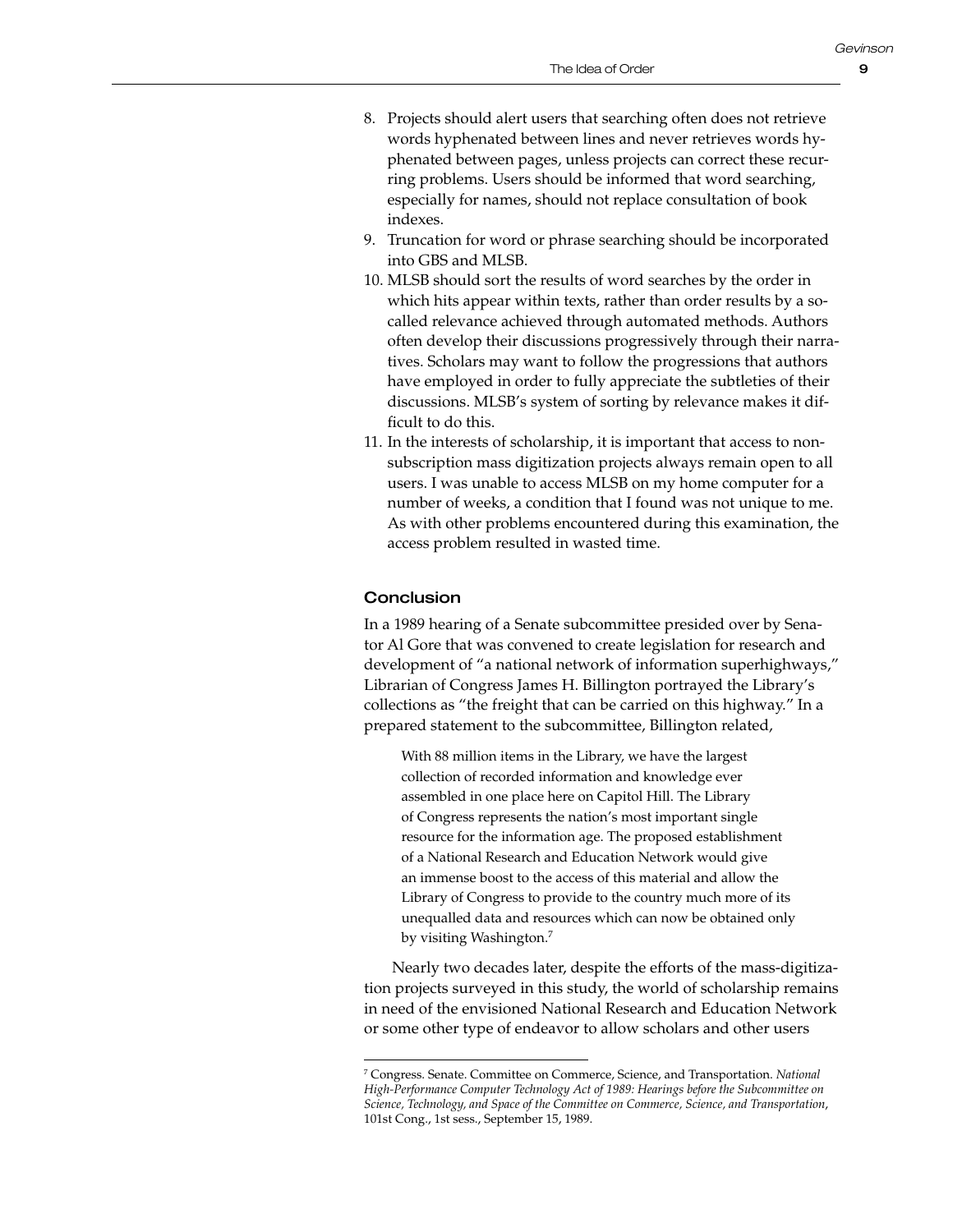8. Projects should alert users that searching often does not retrieve words hyphenated between lines and never retrieves words hyphenated between pages, unless projects can correct these recurring problems. Users should be informed that word searching, especially for names, should not replace consultation of book indexes.
9. Truncation for word or phrase searching should be incorporated into GBS and MLSB.
10. MLSB should sort the results of word searches by the order in which hits appear within texts, rather than order results by a so-called relevance achieved through automated methods. Authors often develop their discussions progressively through their narratives. Scholars may want to follow the progressions that authors have employed in order to fully appreciate the subtleties of their discussions. MLSB's system of sorting by relevance makes it difficult to do this.
11. In the interests of scholarship, it is important that access to non-subscription mass digitization projects always remain open to all users. I was unable to access MLSB on my home computer for a number of weeks, a condition that I found was not unique to me. As with other problems encountered during this examination, the access problem resulted in wasted time.

## Conclusion

In a 1989 hearing of a Senate subcommittee presided over by Senator Al Gore that was convened to create legislation for research and development of "a national network of information superhighways," Librarian of Congress James H. Billington portrayed the Library's collections as "the freight that can be carried on this highway." In a prepared statement to the subcommittee, Billington related,

> With 88 million items in the Library, we have the largest collection of recorded information and knowledge ever assembled in one place here on Capitol Hill. The Library of Congress represents the nation's most important single resource for the information age. The proposed establishment of a National Research and Education Network would give an immense boost to the access of this material and allow the Library of Congress to provide to the country much more of its unequalled data and resources which can now be obtained only by visiting Washington.[7]

Nearly two decades later, despite the efforts of the mass-digitization projects surveyed in this study, the world of scholarship remains in need of the envisioned National Research and Education Network or some other type of endeavor to allow scholars and other users

---

[7] Congress. Senate. Committee on Commerce, Science, and Transportation. *National High-Performance Computer Technology Act of 1989: Hearings before the Subcommittee on Science, Technology, and Space of the Committee on Commerce, Science, and Transportation*, 101st Cong., 1st sess., September 15, 1989.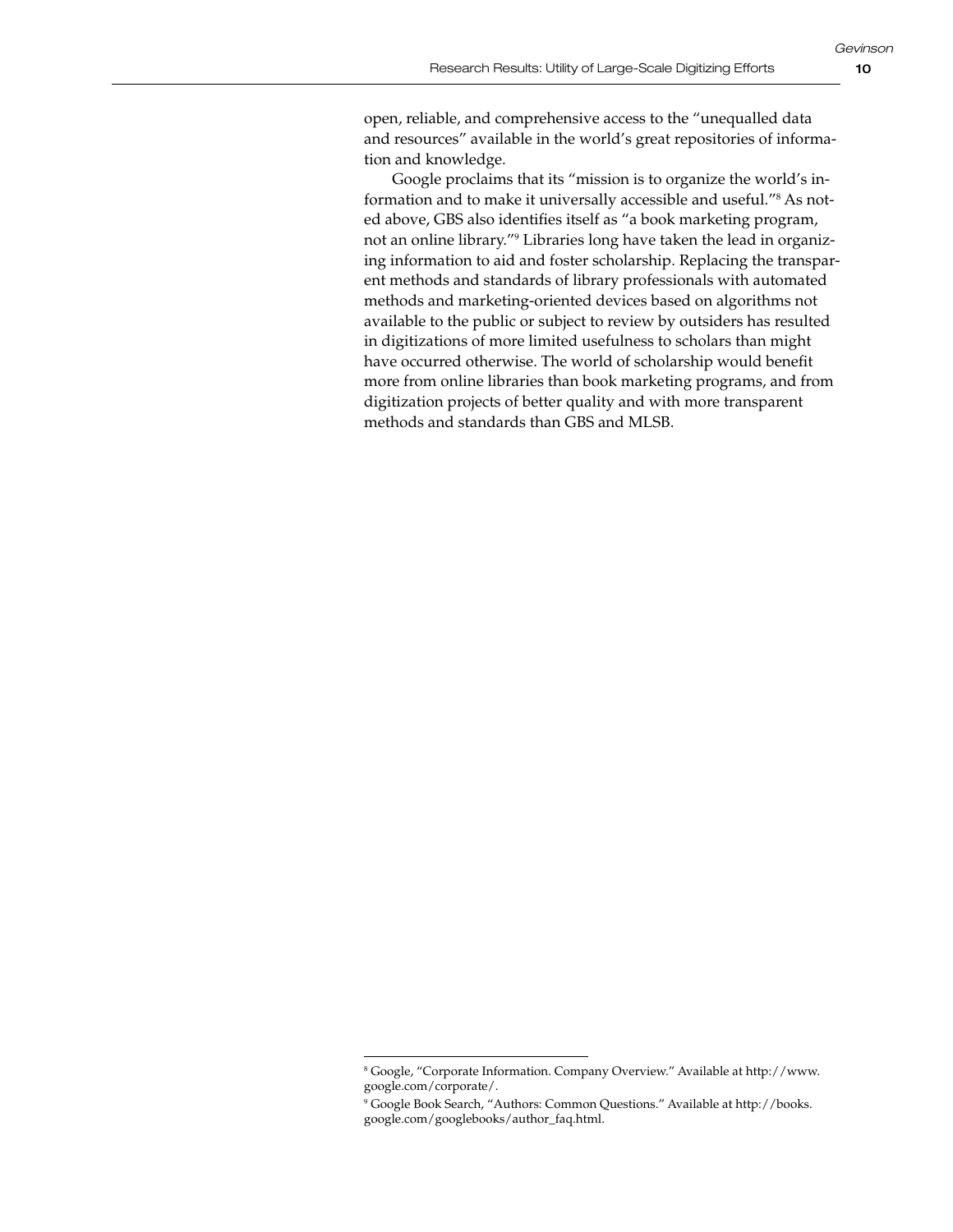open, reliable, and comprehensive access to the "unequalled data and resources" available in the world's great repositories of information and knowledge.

Google proclaims that its "mission is to organize the world's information and to make it universally accessible and useful."[8] As noted above, GBS also identifies itself as "a book marketing program, not an online library."[9] Libraries long have taken the lead in organizing information to aid and foster scholarship. Replacing the transparent methods and standards of library professionals with automated methods and marketing-oriented devices based on algorithms not available to the public or subject to review by outsiders has resulted in digitizations of more limited usefulness to scholars than might have occurred otherwise. The world of scholarship would benefit more from online libraries than book marketing programs, and from digitization projects of better quality and with more transparent methods and standards than GBS and MLSB.

---

[8] Google, "Corporate Information. Company Overview." Available at http://www.google.com/corporate/.

[9] Google Book Search, "Authors: Common Questions." Available at http://books.google.com/googlebooks/author_faq.html.